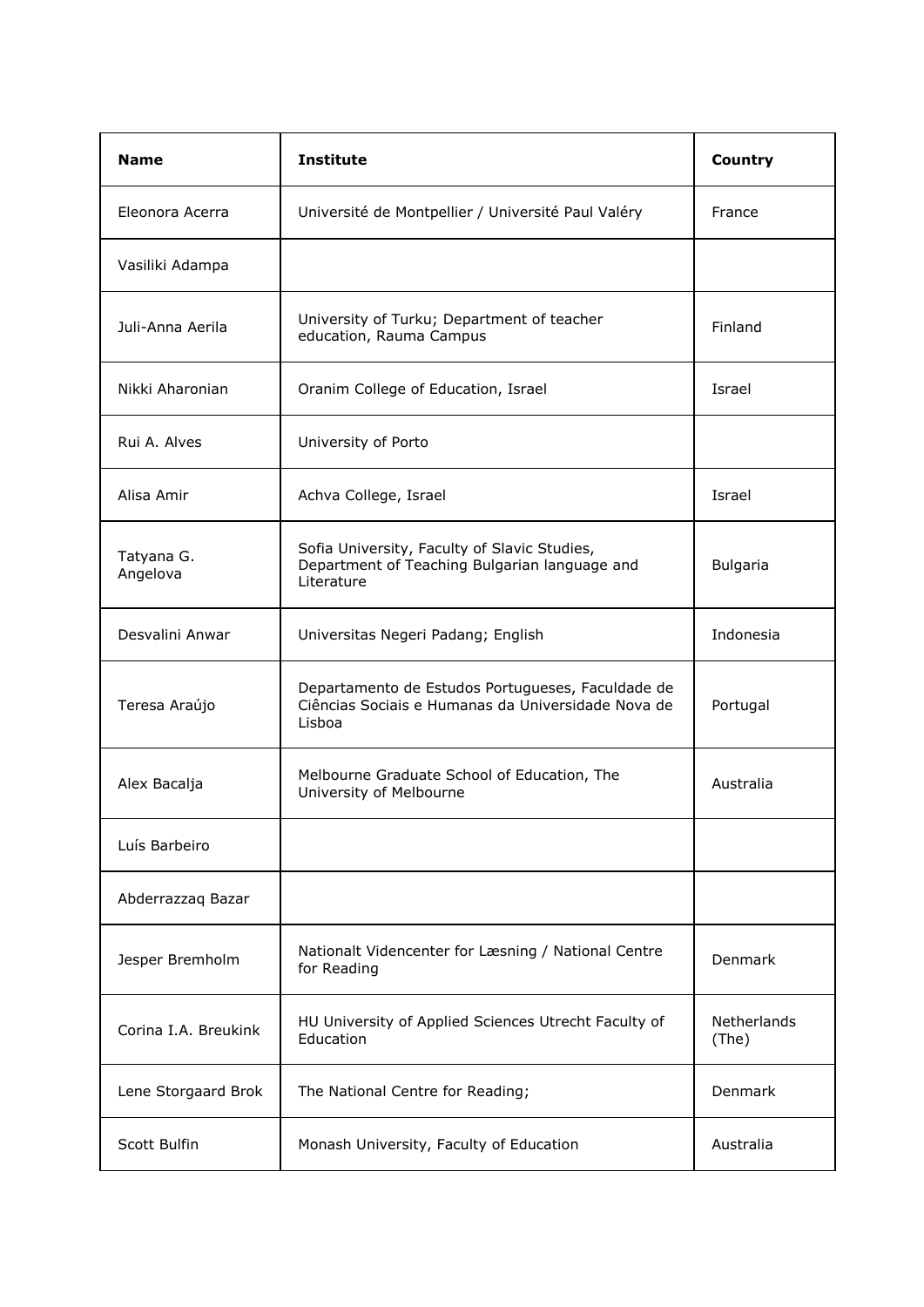| Name | Institute | Country |
|---|---|---|
| Eleonora Acerra | Université de Montpellier / Université Paul Valéry | France |
| Vasiliki Adampa | | |
| Juli-Anna Aerila | University of Turku; Department of teacher education, Rauma Campus | Finland |
| Nikki Aharonian | Oranim College of Education, Israel | Israel |
| Rui A. Alves | University of Porto | |
| Alisa Amir | Achva College, Israel | Israel |
| Tatyana G. Angelova | Sofia University, Faculty of Slavic Studies, Department of Teaching Bulgarian language and Literature | Bulgaria |
| Desvalini Anwar | Universitas Negeri Padang; English | Indonesia |
| Teresa Araújo | Departamento de Estudos Portugueses, Faculdade de Ciências Sociais e Humanas da Universidade Nova de Lisboa | Portugal |
| Alex Bacalja | Melbourne Graduate School of Education, The University of Melbourne | Australia |
| Luís Barbeiro | | |
| Abderrazzaq Bazar | | |
| Jesper Bremholm | Nationalt Videncenter for Læsning / National Centre for Reading | Denmark |
| Corina I.A. Breukink | HU University of Applied Sciences Utrecht Faculty of Education | Netherlands (The) |
| Lene Storgaard Brok | The National Centre for Reading; | Denmark |
| Scott Bulfin | Monash University, Faculty of Education | Australia |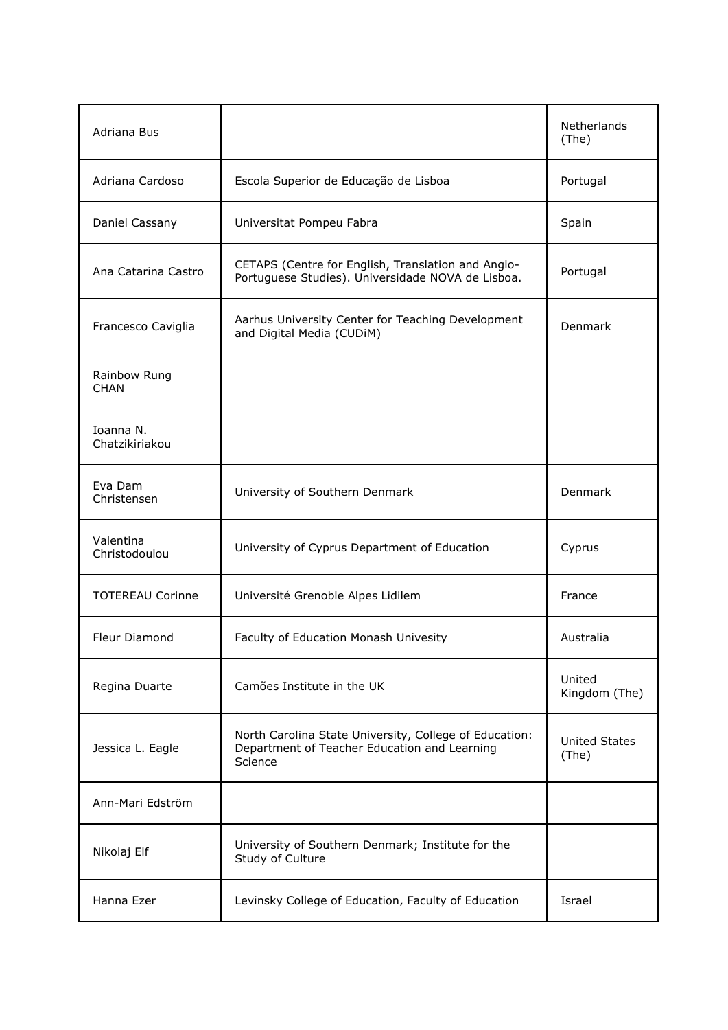| | | |
|---|---|---|
| Adriana Bus | | Netherlands (The) |
| Adriana Cardoso | Escola Superior de Educação de Lisboa | Portugal |
| Daniel Cassany | Universitat Pompeu Fabra | Spain |
| Ana Catarina Castro | CETAPS (Centre for English, Translation and Anglo-Portuguese Studies). Universidade NOVA de Lisboa. | Portugal |
| Francesco Caviglia | Aarhus University Center for Teaching Development and Digital Media (CUDiM) | Denmark |
| Rainbow Rung CHAN | | |
| Ioanna N. Chatzikiriakou | | |
| Eva Dam Christensen | University of Southern Denmark | Denmark |
| Valentina Christodoulou | University of Cyprus Department of Education | Cyprus |
| TOTEREAU Corinne | Université Grenoble Alpes Lidilem | France |
| Fleur Diamond | Faculty of Education Monash Univesity | Australia |
| Regina Duarte | Camões Institute in the UK | United Kingdom (The) |
| Jessica L. Eagle | North Carolina State University, College of Education: Department of Teacher Education and Learning Science | United States (The) |
| Ann-Mari Edström | | |
| Nikolaj Elf | University of Southern Denmark; Institute for the Study of Culture | |
| Hanna Ezer | Levinsky College of Education, Faculty of Education | Israel |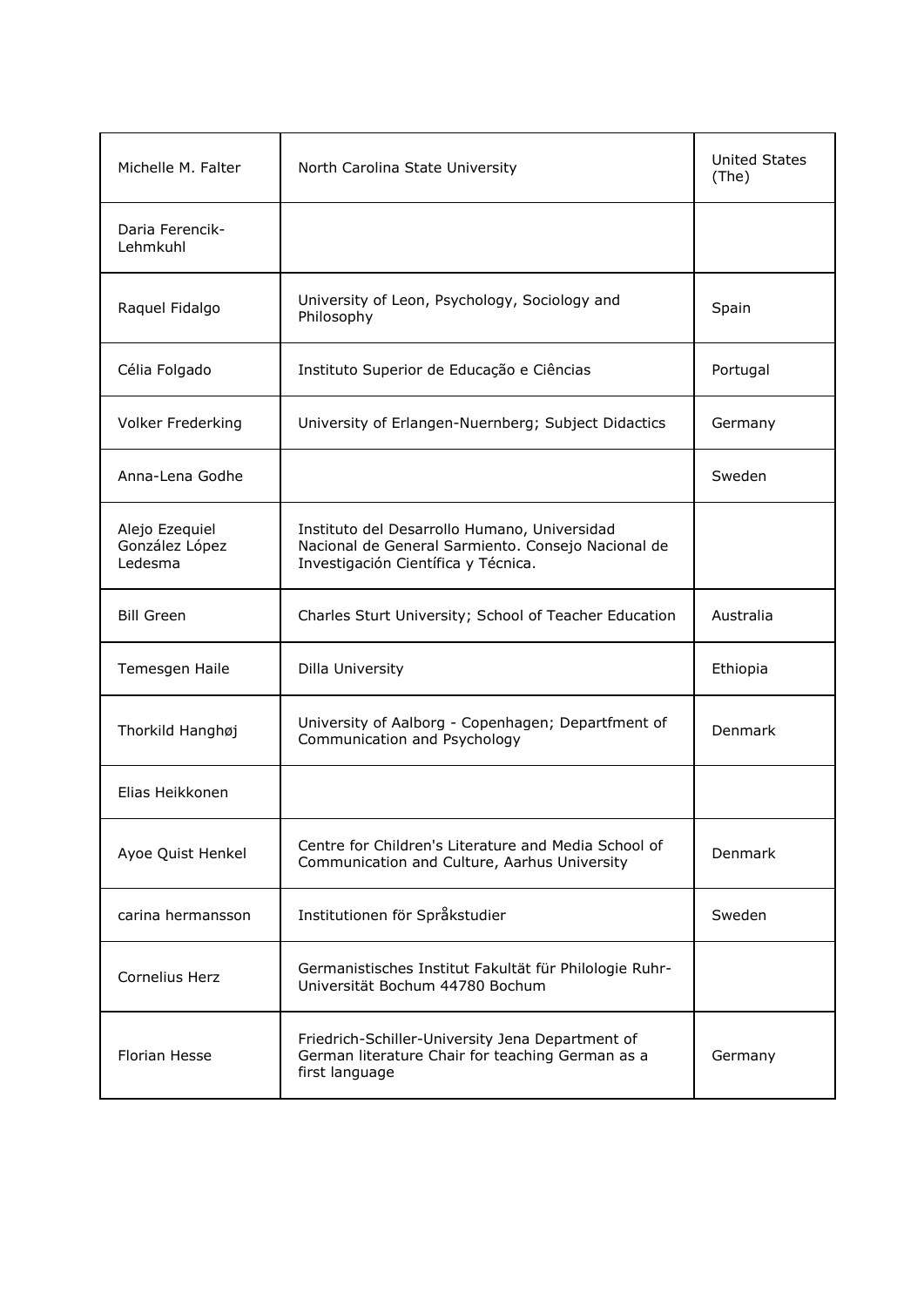| | | |
|---|---|---|
| Michelle M. Falter | North Carolina State University | United States (The) |
| Daria Ferencik-Lehmkuhl | | |
| Raquel Fidalgo | University of Leon, Psychology, Sociology and Philosophy | Spain |
| Célia Folgado | Instituto Superior de Educação e Ciências | Portugal |
| Volker Frederking | University of Erlangen-Nuernberg; Subject Didactics | Germany |
| Anna-Lena Godhe | | Sweden |
| Alejo Ezequiel González López Ledesma | Instituto del Desarrollo Humano, Universidad Nacional de General Sarmiento. Consejo Nacional de Investigación Científica y Técnica. | |
| Bill Green | Charles Sturt University; School of Teacher Education | Australia |
| Temesgen Haile | Dilla University | Ethiopia |
| Thorkild Hanghøj | University of Aalborg - Copenhagen; Departfment of Communication and Psychology | Denmark |
| Elias Heikkonen | | |
| Ayoe Quist Henkel | Centre for Children's Literature and Media School of Communication and Culture, Aarhus University | Denmark |
| carina hermansson | Institutionen för Språkstudier | Sweden |
| Cornelius Herz | Germanistisches Institut Fakultät für Philologie Ruhr-Universität Bochum 44780 Bochum | |
| Florian Hesse | Friedrich-Schiller-University Jena Department of German literature Chair for teaching German as a first language | Germany |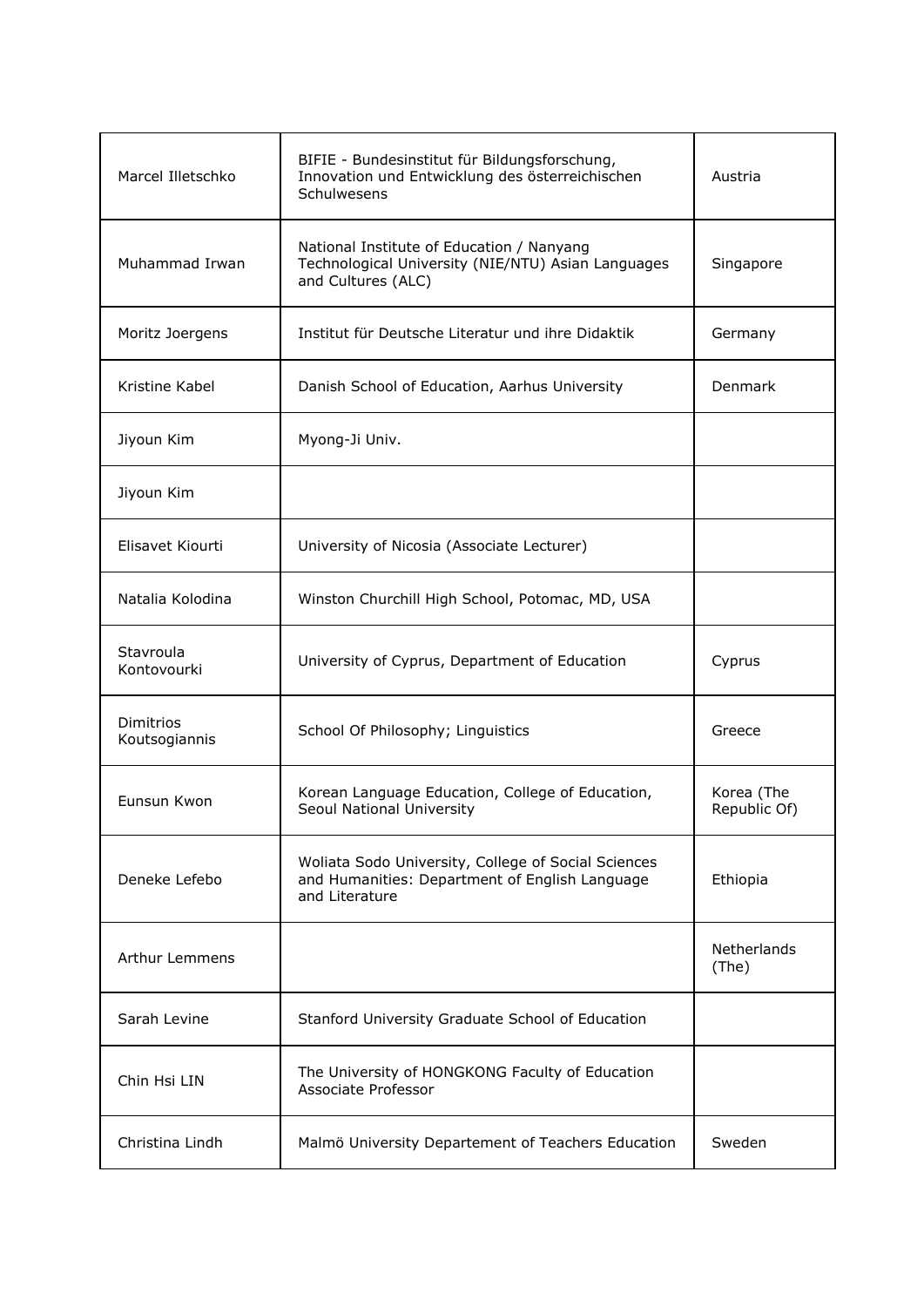| | | |
|---|---|---|
| Marcel Illetschko | BIFIE - Bundesinstitut für Bildungsforschung, Innovation und Entwicklung des österreichischen Schulwesens | Austria |
| Muhammad Irwan | National Institute of Education / Nanyang Technological University (NIE/NTU) Asian Languages and Cultures (ALC) | Singapore |
| Moritz Joergens | Institut für Deutsche Literatur und ihre Didaktik | Germany |
| Kristine Kabel | Danish School of Education, Aarhus University | Denmark |
| Jiyoun Kim | Myong-Ji Univ. | |
| Jiyoun Kim | | |
| Elisavet Kiourti | University of Nicosia (Associate Lecturer) | |
| Natalia Kolodina | Winston Churchill High School, Potomac, MD, USA | |
| Stavroula Kontovourki | University of Cyprus, Department of Education | Cyprus |
| Dimitrios Koutsogiannis | School Of Philosophy; Linguistics | Greece |
| Eunsun Kwon | Korean Language Education, College of Education, Seoul National University | Korea (The Republic Of) |
| Deneke Lefebo | Woliata Sodo University, College of Social Sciences and Humanities: Department of English Language and Literature | Ethiopia |
| Arthur Lemmens | | Netherlands (The) |
| Sarah Levine | Stanford University Graduate School of Education | |
| Chin Hsi LIN | The University of HONGKONG Faculty of Education Associate Professor | |
| Christina Lindh | Malmö University Departement of Teachers Education | Sweden |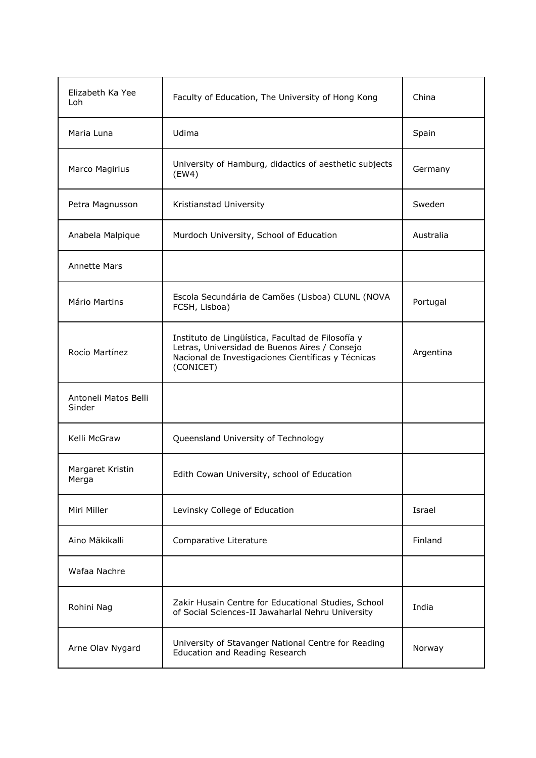| | | |
|---|---|---|
| Elizabeth Ka Yee Loh | Faculty of Education, The University of Hong Kong | China |
| Maria Luna | Udima | Spain |
| Marco Magirius | University of Hamburg, didactics of aesthetic subjects (EW4) | Germany |
| Petra Magnusson | Kristianstad University | Sweden |
| Anabela Malpique | Murdoch University, School of Education | Australia |
| Annette Mars | | |
| Mário Martins | Escola Secundária de Camões (Lisboa) CLUNL (NOVA FCSH, Lisboa) | Portugal |
| Rocío Martínez | Instituto de Lingüística, Facultad de Filosofía y Letras, Universidad de Buenos Aires / Consejo Nacional de Investigaciones Científicas y Técnicas (CONICET) | Argentina |
| Antoneli Matos Belli Sinder | | |
| Kelli McGraw | Queensland University of Technology | |
| Margaret Kristin Merga | Edith Cowan University, school of Education | |
| Miri Miller | Levinsky College of Education | Israel |
| Aino Mäkikalli | Comparative Literature | Finland |
| Wafaa Nachre | | |
| Rohini Nag | Zakir Husain Centre for Educational Studies, School of Social Sciences-II Jawaharlal Nehru University | India |
| Arne Olav Nygard | University of Stavanger National Centre for Reading Education and Reading Research | Norway |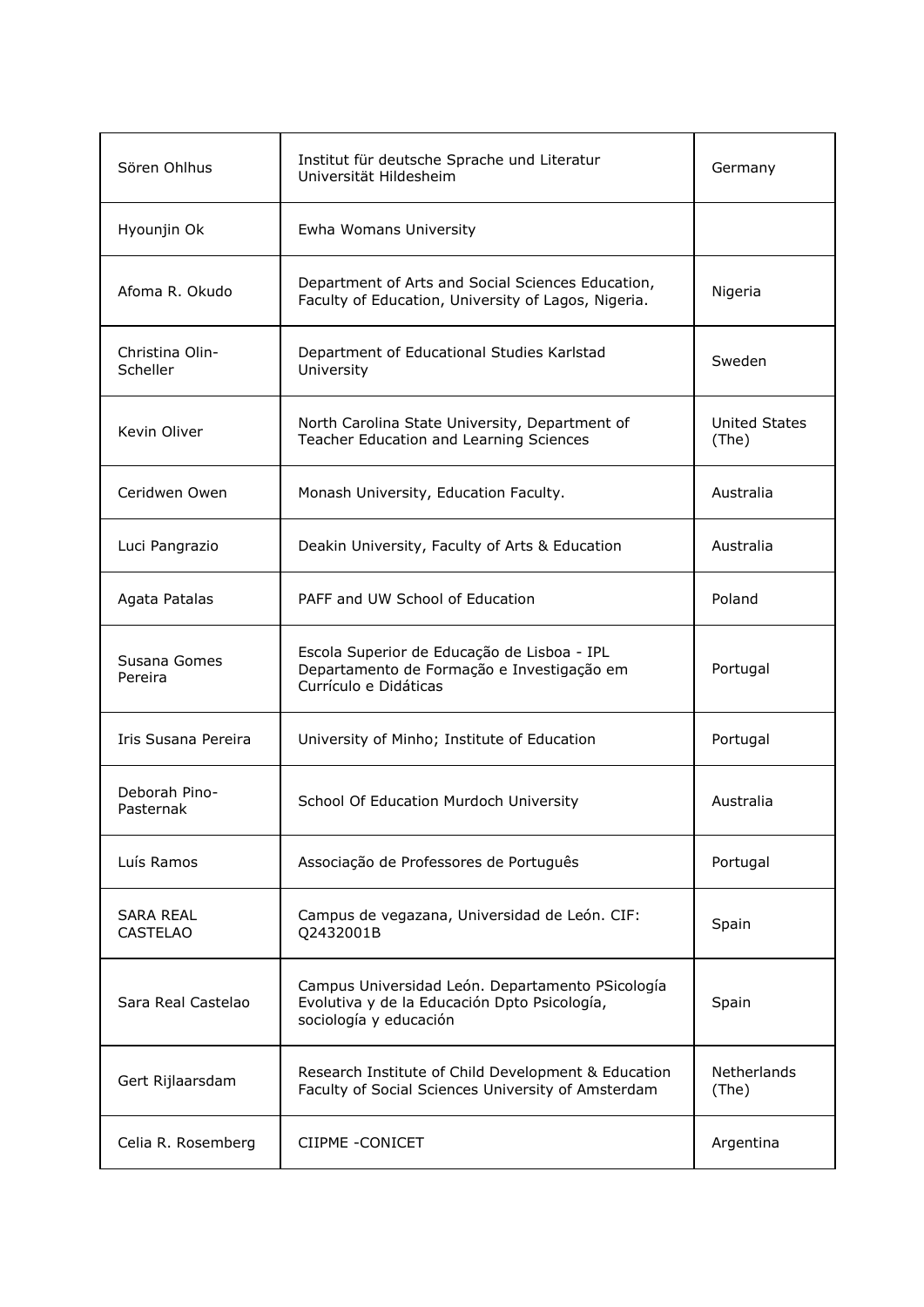| Sören Ohlhus | Institut für deutsche Sprache und Literatur Universität Hildesheim | Germany |
|---|---|---|
| Hyounjin Ok | Ewha Womans University | |
| Afoma R. Okudo | Department of Arts and Social Sciences Education, Faculty of Education, University of Lagos, Nigeria. | Nigeria |
| Christina Olin-Scheller | Department of Educational Studies Karlstad University | Sweden |
| Kevin Oliver | North Carolina State University, Department of Teacher Education and Learning Sciences | United States (The) |
| Ceridwen Owen | Monash University, Education Faculty. | Australia |
| Luci Pangrazio | Deakin University, Faculty of Arts & Education | Australia |
| Agata Patalas | PAFF and UW School of Education | Poland |
| Susana Gomes Pereira | Escola Superior de Educação de Lisboa - IPL Departamento de Formação e Investigação em Currículo e Didáticas | Portugal |
| Iris Susana Pereira | University of Minho; Institute of Education | Portugal |
| Deborah Pino-Pasternak | School Of Education Murdoch University | Australia |
| Luís Ramos | Associação de Professores de Português | Portugal |
| SARA REAL CASTELAO | Campus de vegazana, Universidad de León. CIF: Q2432001B | Spain |
| Sara Real Castelao | Campus Universidad León. Departamento PSicología Evolutiva y de la Educación Dpto Psicología, sociología y educación | Spain |
| Gert Rijlaarsdam | Research Institute of Child Development & Education Faculty of Social Sciences University of Amsterdam | Netherlands (The) |
| Celia R. Rosemberg | CIIPME -CONICET | Argentina |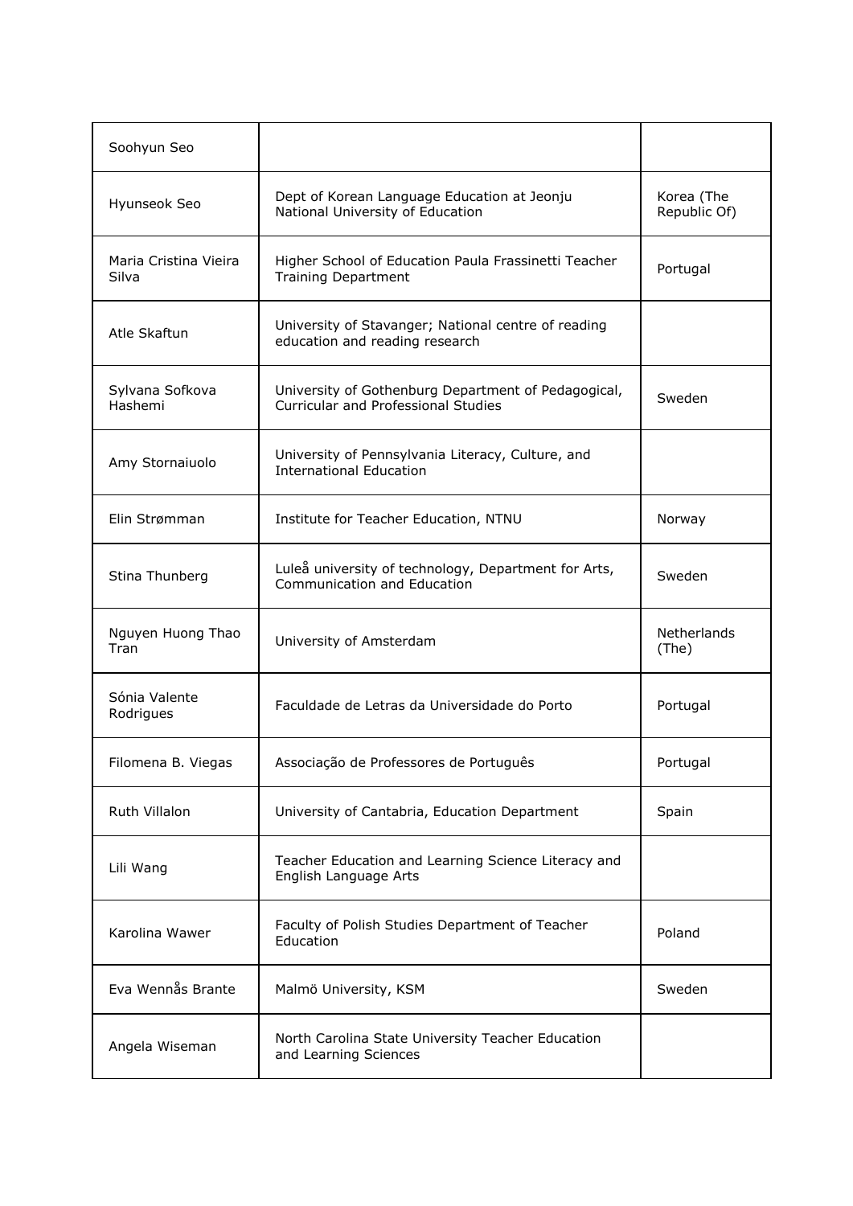| | | |
|---|---|---|
| Soohyun Seo | | |
| Hyunseok Seo | Dept of Korean Language Education at Jeonju National University of Education | Korea (The Republic Of) |
| Maria Cristina Vieira Silva | Higher School of Education Paula Frassinetti Teacher Training Department | Portugal |
| Atle Skaftun | University of Stavanger; National centre of reading education and reading research | |
| Sylvana Sofkova Hashemi | University of Gothenburg Department of Pedagogical, Curricular and Professional Studies | Sweden |
| Amy Stornaiuolo | University of Pennsylvania Literacy, Culture, and International Education | |
| Elin Strømman | Institute for Teacher Education, NTNU | Norway |
| Stina Thunberg | Luleå university of technology, Department for Arts, Communication and Education | Sweden |
| Nguyen Huong Thao Tran | University of Amsterdam | Netherlands (The) |
| Sónia Valente Rodrigues | Faculdade de Letras da Universidade do Porto | Portugal |
| Filomena B. Viegas | Associação de Professores de Português | Portugal |
| Ruth Villalon | University of Cantabria, Education Department | Spain |
| Lili Wang | Teacher Education and Learning Science Literacy and English Language Arts | |
| Karolina Wawer | Faculty of Polish Studies Department of Teacher Education | Poland |
| Eva Wennås Brante | Malmö University, KSM | Sweden |
| Angela Wiseman | North Carolina State University Teacher Education and Learning Sciences | |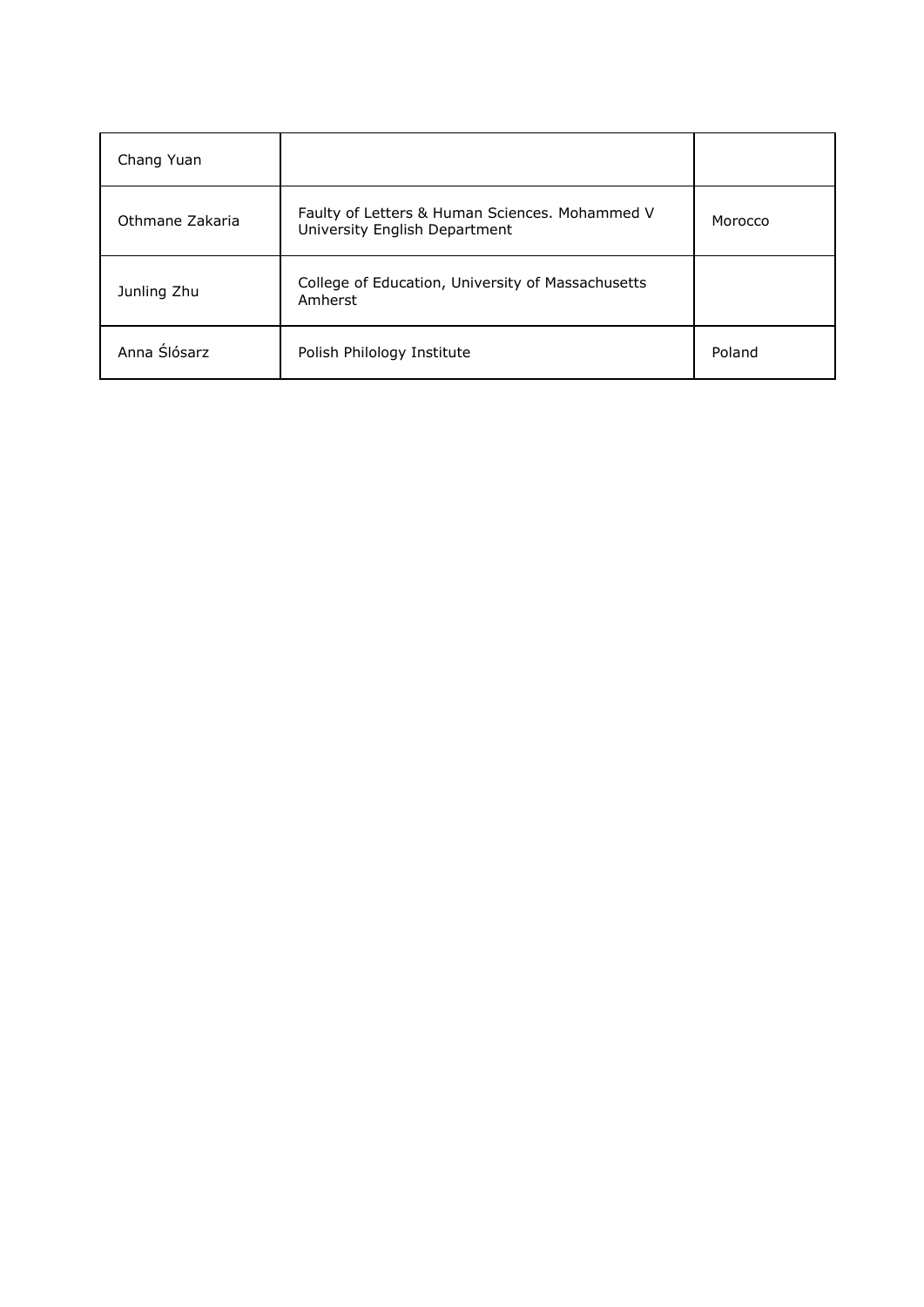| | | |
|---|---|---|
| Chang Yuan | | |
| Othmane Zakaria | Faulty of Letters & Human Sciences. Mohammed V University English Department | Morocco |
| Junling Zhu | College of Education, University of Massachusetts Amherst | |
| Anna Ślósarz | Polish Philology Institute | Poland |